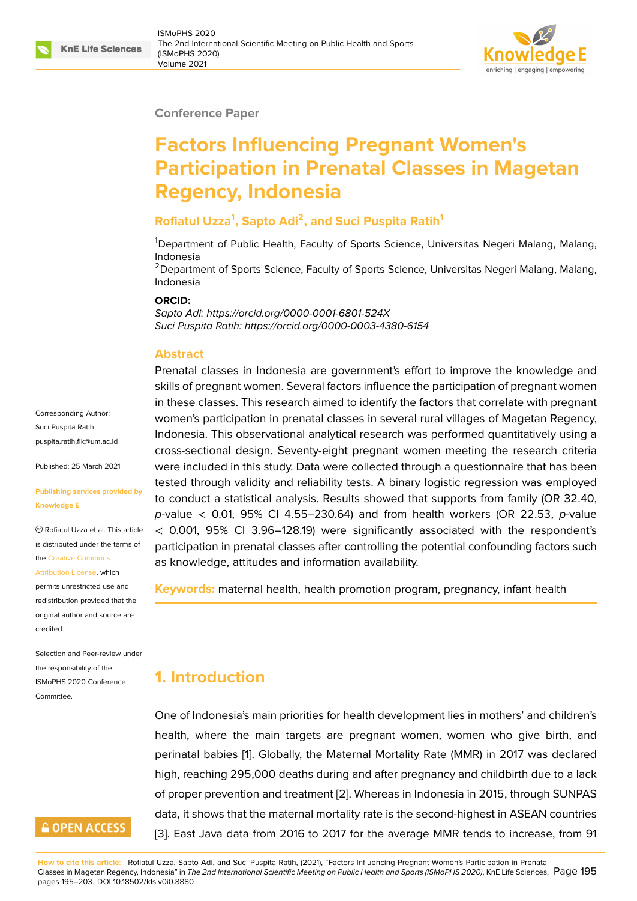Conference Paper

# Factors Influencing Pregnant Women's Participation in Prenatal Classes in Magetan Regency, Indonesia

**Rofiatul Uzza[1], Sapto Adi[2], and Suci Puspita Ratih[1]**

[1]Department of Public Health, Faculty of Sports Science, Universitas Negeri Malang, Malang, Indonesia
[2]Department of Sports Science, Faculty of Sports Science, Universitas Negeri Malang, Malang, Indonesia

**ORCID:**
*Sapto Adi: https://orcid.org/0000-0001-6801-524X*
*Suci Puspita Ratih: https://orcid.org/0000-0003-4380-6154*

Corresponding Author:
Suci Puspita Ratih
puspita.ratih.fik@um.ac.id

Published: 25 March 2021

**Publishing services provided by Knowledge E**

© Rofiatul Uzza et al. This article is distributed under the terms of the Creative Commons Attribution License, which permits unrestricted use and redistribution provided that the original author and source are credited.

Selection and Peer-review under the responsibility of the ISMoPHS 2020 Conference Committee.

## Abstract

Prenatal classes in Indonesia are government's effort to improve the knowledge and skills of pregnant women. Several factors influence the participation of pregnant women in these classes. This research aimed to identify the factors that correlate with pregnant women's participation in prenatal classes in several rural villages of Magetan Regency, Indonesia. This observational analytical research was performed quantitatively using a cross-sectional design. Seventy-eight pregnant women meeting the research criteria were included in this study. Data were collected through a questionnaire that has been tested through validity and reliability tests. A binary logistic regression was employed to conduct a statistical analysis. Results showed that supports from family (OR 32.40, *p*-value $< 0.01$, 95% CI 4.55–230.64) and from health workers (OR 22.53, *p*-value $< 0.001$, 95% CI 3.96–128.19) were significantly associated with the respondent's participation in prenatal classes after controlling the potential confounding factors such as knowledge, attitudes and information availability.

**Keywords:** maternal health, health promotion program, pregnancy, infant health

## 1. Introduction

One of Indonesia's main priorities for health development lies in mothers' and children's health, where the main targets are pregnant women, women who give birth, and perinatal babies [1]. Globally, the Maternal Mortality Rate (MMR) in 2017 was declared high, reaching 295,000 deaths during and after pregnancy and childbirth due to a lack of proper prevention and treatment [2]. Whereas in Indonesia in 2015, through SUNPAS data, it shows that the maternal mortality rate is the second-highest in ASEAN countries [3]. East Java data from 2016 to 2017 for the average MMR tends to increase, from 91

**How to cite this article**: Rofiatul Uzza, Sapto Adi, and Suci Puspita Ratih, (2021), "Factors Influencing Pregnant Women's Participation in Prenatal Classes in Magetan Regency, Indonesia" in *The 2nd International Scientific Meeting on Public Health and Sports (ISMoPHS 2020)*, KnE Life Sciences, pages 195–203. DOI 10.18502/kls.v0i0.8880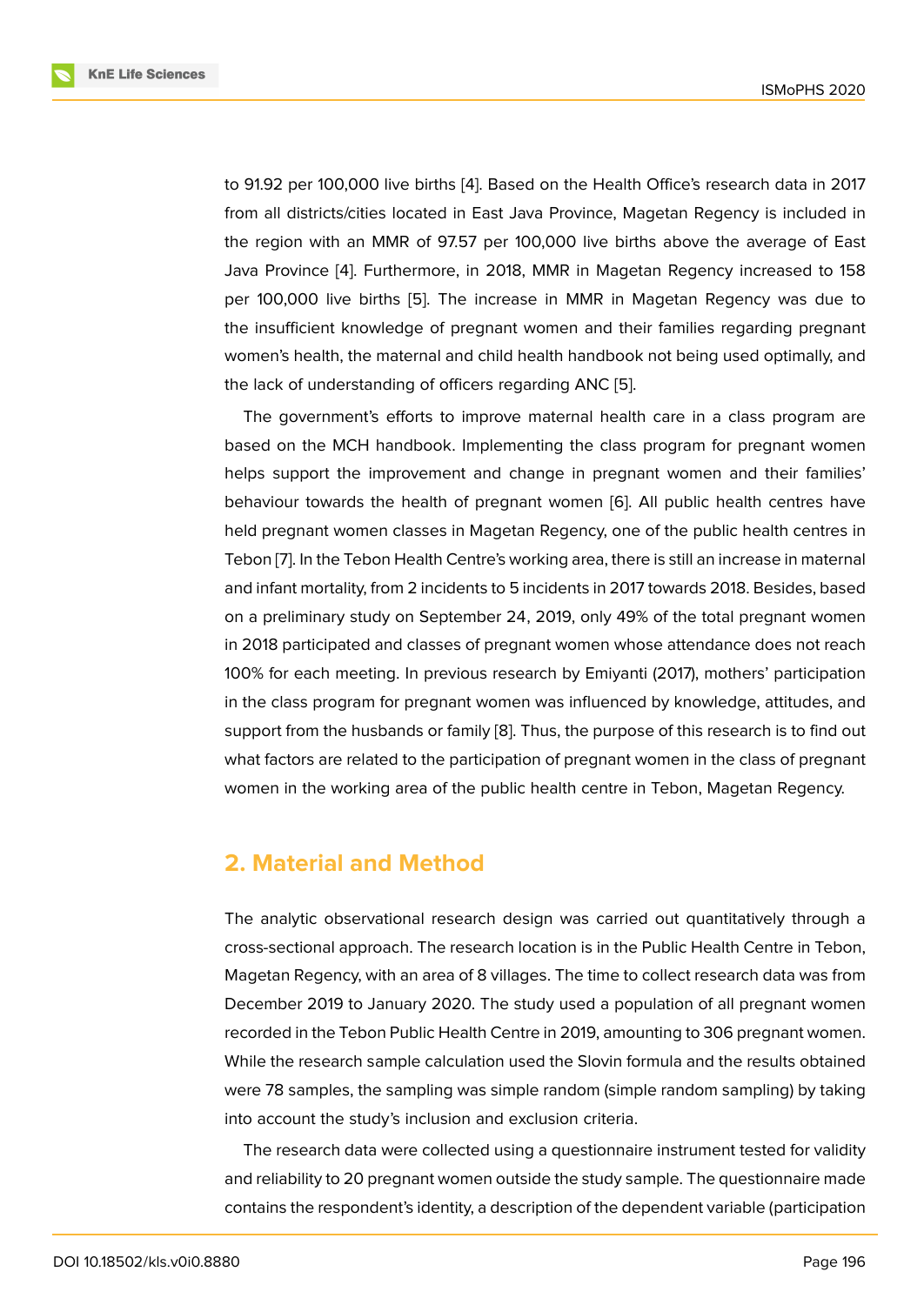to 91.92 per 100,000 live births [4]. Based on the Health Office's research data in 2017 from all districts/cities located in East Java Province, Magetan Regency is included in the region with an MMR of 97.57 per 100,000 live births above the average of East Java Province [4]. Furthermore, in 2018, MMR in Magetan Regency increased to 158 per 100,000 live births [5]. The increase in MMR in Magetan Regency was due to the insufficient knowledge of pregnant women and their families regarding pregnant women's health, the maternal and child health handbook not being used optimally, and the lack of understanding of officers regarding ANC [5].

The government's efforts to improve maternal health care in a class program are based on the MCH handbook. Implementing the class program for pregnant women helps support the improvement and change in pregnant women and their families' behaviour towards the health of pregnant women [6]. All public health centres have held pregnant women classes in Magetan Regency, one of the public health centres in Tebon [7]. In the Tebon Health Centre's working area, there is still an increase in maternal and infant mortality, from 2 incidents to 5 incidents in 2017 towards 2018. Besides, based on a preliminary study on September 24, 2019, only 49% of the total pregnant women in 2018 participated and classes of pregnant women whose attendance does not reach 100% for each meeting. In previous research by Emiyanti (2017), mothers' participation in the class program for pregnant women was influenced by knowledge, attitudes, and support from the husbands or family [8]. Thus, the purpose of this research is to find out what factors are related to the participation of pregnant women in the class of pregnant women in the working area of the public health centre in Tebon, Magetan Regency.

## 2. Material and Method

The analytic observational research design was carried out quantitatively through a cross-sectional approach. The research location is in the Public Health Centre in Tebon, Magetan Regency, with an area of 8 villages. The time to collect research data was from December 2019 to January 2020. The study used a population of all pregnant women recorded in the Tebon Public Health Centre in 2019, amounting to 306 pregnant women. While the research sample calculation used the Slovin formula and the results obtained were 78 samples, the sampling was simple random (simple random sampling) by taking into account the study's inclusion and exclusion criteria.

The research data were collected using a questionnaire instrument tested for validity and reliability to 20 pregnant women outside the study sample. The questionnaire made contains the respondent's identity, a description of the dependent variable (participation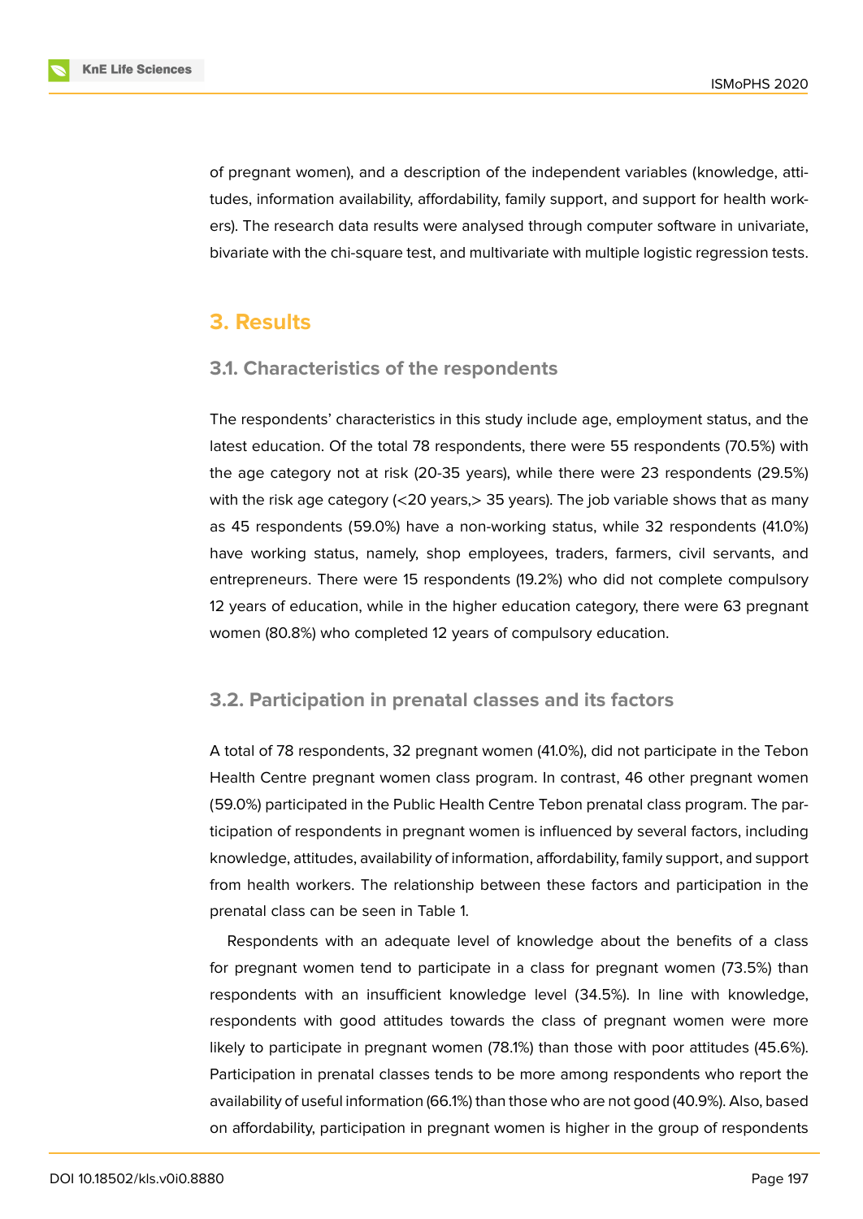of pregnant women), and a description of the independent variables (knowledge, attitudes, information availability, affordability, family support, and support for health workers). The research data results were analysed through computer software in univariate, bivariate with the chi-square test, and multivariate with multiple logistic regression tests.

## 3. Results

### 3.1. Characteristics of the respondents

The respondents' characteristics in this study include age, employment status, and the latest education. Of the total 78 respondents, there were 55 respondents (70.5%) with the age category not at risk (20-35 years), while there were 23 respondents (29.5%) with the risk age category (<20 years,> 35 years). The job variable shows that as many as 45 respondents (59.0%) have a non-working status, while 32 respondents (41.0%) have working status, namely, shop employees, traders, farmers, civil servants, and entrepreneurs. There were 15 respondents (19.2%) who did not complete compulsory 12 years of education, while in the higher education category, there were 63 pregnant women (80.8%) who completed 12 years of compulsory education.

### 3.2. Participation in prenatal classes and its factors

A total of 78 respondents, 32 pregnant women (41.0%), did not participate in the Tebon Health Centre pregnant women class program. In contrast, 46 other pregnant women (59.0%) participated in the Public Health Centre Tebon prenatal class program. The participation of respondents in pregnant women is influenced by several factors, including knowledge, attitudes, availability of information, affordability, family support, and support from health workers. The relationship between these factors and participation in the prenatal class can be seen in Table 1.

Respondents with an adequate level of knowledge about the benefits of a class for pregnant women tend to participate in a class for pregnant women (73.5%) than respondents with an insufficient knowledge level (34.5%). In line with knowledge, respondents with good attitudes towards the class of pregnant women were more likely to participate in pregnant women (78.1%) than those with poor attitudes (45.6%). Participation in prenatal classes tends to be more among respondents who report the availability of useful information (66.1%) than those who are not good (40.9%). Also, based on affordability, participation in pregnant women is higher in the group of respondents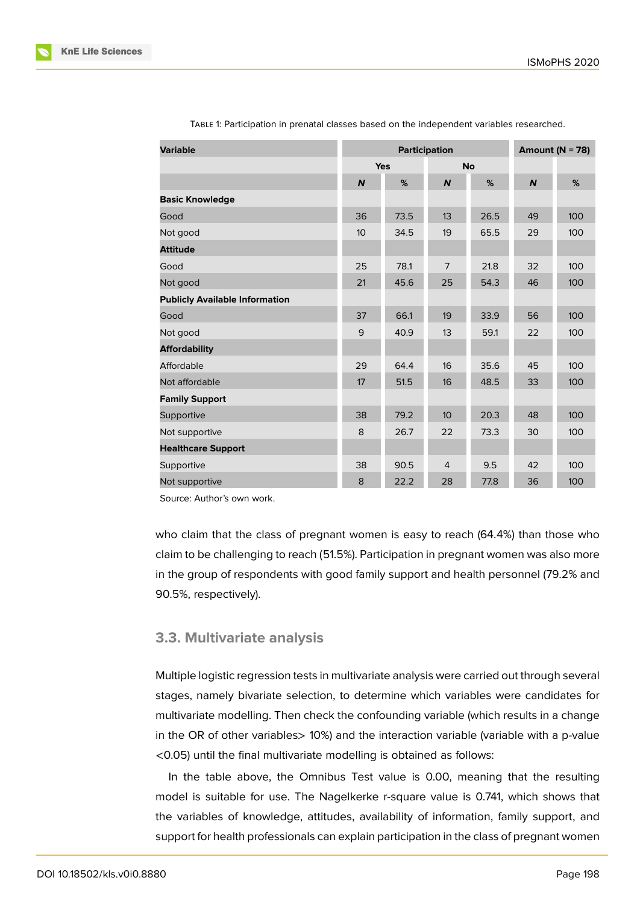Table 1: Participation in prenatal classes based on the independent variables researched.

| Variable | Participation | | | | Amount (N = 78) | |
|---|---|---|---|---|---|---|
| | Yes | | No | | | |
| | ***N*** | **%** | ***N*** | **%** | ***N*** | **%** |
| **Basic Knowledge** | | | | | | |
| Good | 36 | 73.5 | 13 | 26.5 | 49 | 100 |
| Not good | 10 | 34.5 | 19 | 65.5 | 29 | 100 |
| **Attitude** | | | | | | |
| Good | 25 | 78.1 | 7 | 21.8 | 32 | 100 |
| Not good | 21 | 45.6 | 25 | 54.3 | 46 | 100 |
| **Publicly Available Information** | | | | | | |
| Good | 37 | 66.1 | 19 | 33.9 | 56 | 100 |
| Not good | 9 | 40.9 | 13 | 59.1 | 22 | 100 |
| **Affordability** | | | | | | |
| Affordable | 29 | 64.4 | 16 | 35.6 | 45 | 100 |
| Not affordable | 17 | 51.5 | 16 | 48.5 | 33 | 100 |
| **Family Support** | | | | | | |
| Supportive | 38 | 79.2 | 10 | 20.3 | 48 | 100 |
| Not supportive | 8 | 26.7 | 22 | 73.3 | 30 | 100 |
| **Healthcare Support** | | | | | | |
| Supportive | 38 | 90.5 | 4 | 9.5 | 42 | 100 |
| Not supportive | 8 | 22.2 | 28 | 77.8 | 36 | 100 |

Source: Author's own work.

who claim that the class of pregnant women is easy to reach (64.4%) than those who claim to be challenging to reach (51.5%). Participation in pregnant women was also more in the group of respondents with good family support and health personnel (79.2% and 90.5%, respectively).

### 3.3. Multivariate analysis

Multiple logistic regression tests in multivariate analysis were carried out through several stages, namely bivariate selection, to determine which variables were candidates for multivariate modelling. Then check the confounding variable (which results in a change in the OR of other variables> 10%) and the interaction variable (variable with a p-value <0.05) until the final multivariate modelling is obtained as follows:

In the table above, the Omnibus Test value is 0.00, meaning that the resulting model is suitable for use. The Nagelkerke r-square value is 0.741, which shows that the variables of knowledge, attitudes, availability of information, family support, and support for health professionals can explain participation in the class of pregnant women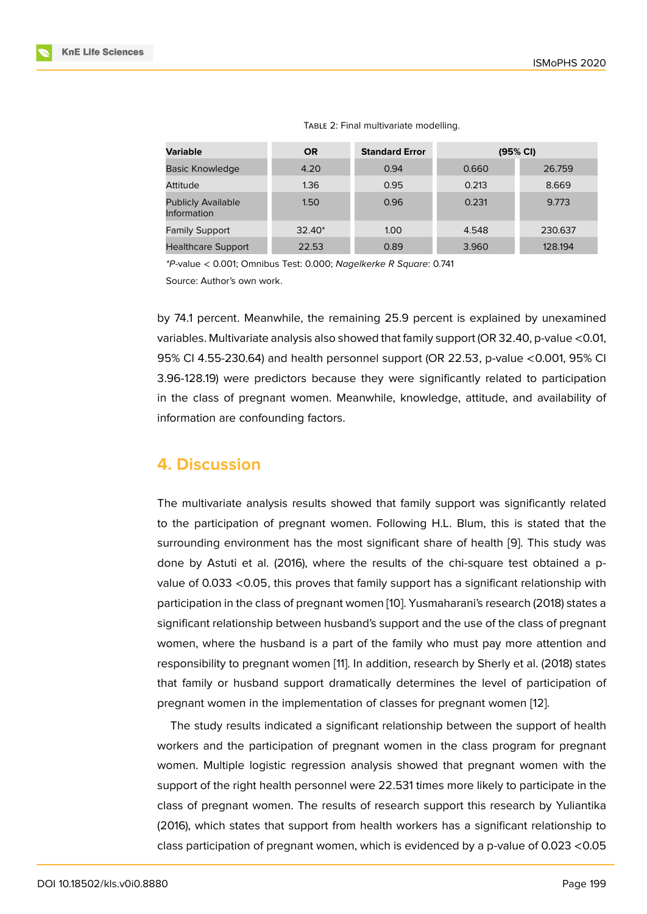Table 2: Final multivariate modelling.

| Variable | OR | Standard Error | (95% CI) | |
|---|---|---|---|---|
| Basic Knowledge | 4.20 | 0.94 | 0.660 | 26.759 |
| Attitude | 1.36 | 0.95 | 0.213 | 8.669 |
| Publicly Available Information | 1.50 | 0.96 | 0.231 | 9.773 |
| Family Support | 32.40* | 1.00 | 4.548 | 230.637 |
| Healthcare Support | 22.53 | 0.89 | 3.960 | 128.194 |

**P*-value < 0.001; Omnibus Test: 0.000; *Nagelkerke R Square*: 0.741

Source: Author's own work.

by 74.1 percent. Meanwhile, the remaining 25.9 percent is explained by unexamined variables. Multivariate analysis also showed that family support (OR 32.40, p-value <0.01, 95% CI 4.55-230.64) and health personnel support (OR 22.53, p-value <0.001, 95% CI 3.96-128.19) were predictors because they were significantly related to participation in the class of pregnant women. Meanwhile, knowledge, attitude, and availability of information are confounding factors.

## 4. Discussion

The multivariate analysis results showed that family support was significantly related to the participation of pregnant women. Following H.L. Blum, this is stated that the surrounding environment has the most significant share of health [9]. This study was done by Astuti et al. (2016), where the results of the chi-square test obtained a p-value of 0.033 <0.05, this proves that family support has a significant relationship with participation in the class of pregnant women [10]. Yusmaharani's research (2018) states a significant relationship between husband's support and the use of the class of pregnant women, where the husband is a part of the family who must pay more attention and responsibility to pregnant women [11]. In addition, research by Sherly et al. (2018) states that family or husband support dramatically determines the level of participation of pregnant women in the implementation of classes for pregnant women [12].

The study results indicated a significant relationship between the support of health workers and the participation of pregnant women in the class program for pregnant women. Multiple logistic regression analysis showed that pregnant women with the support of the right health personnel were 22.531 times more likely to participate in the class of pregnant women. The results of research support this research by Yuliantika (2016), which states that support from health workers has a significant relationship to class participation of pregnant women, which is evidenced by a p-value of 0.023 <0.05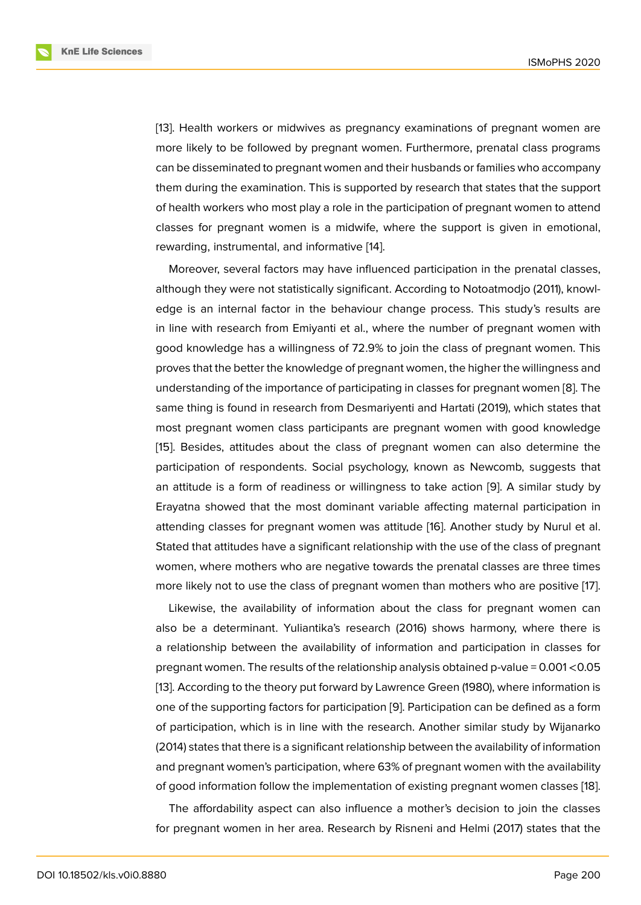[13]. Health workers or midwives as pregnancy examinations of pregnant women are more likely to be followed by pregnant women. Furthermore, prenatal class programs can be disseminated to pregnant women and their husbands or families who accompany them during the examination. This is supported by research that states that the support of health workers who most play a role in the participation of pregnant women to attend classes for pregnant women is a midwife, where the support is given in emotional, rewarding, instrumental, and informative [14].

Moreover, several factors may have influenced participation in the prenatal classes, although they were not statistically significant. According to Notoatmodjo (2011), knowledge is an internal factor in the behaviour change process. This study's results are in line with research from Emiyanti et al., where the number of pregnant women with good knowledge has a willingness of 72.9% to join the class of pregnant women. This proves that the better the knowledge of pregnant women, the higher the willingness and understanding of the importance of participating in classes for pregnant women [8]. The same thing is found in research from Desmariyenti and Hartati (2019), which states that most pregnant women class participants are pregnant women with good knowledge [15]. Besides, attitudes about the class of pregnant women can also determine the participation of respondents. Social psychology, known as Newcomb, suggests that an attitude is a form of readiness or willingness to take action [9]. A similar study by Erayatna showed that the most dominant variable affecting maternal participation in attending classes for pregnant women was attitude [16]. Another study by Nurul et al. Stated that attitudes have a significant relationship with the use of the class of pregnant women, where mothers who are negative towards the prenatal classes are three times more likely not to use the class of pregnant women than mothers who are positive [17].

Likewise, the availability of information about the class for pregnant women can also be a determinant. Yuliantika's research (2016) shows harmony, where there is a relationship between the availability of information and participation in classes for pregnant women. The results of the relationship analysis obtained p-value = $0.001 < 0.05$ [13]. According to the theory put forward by Lawrence Green (1980), where information is one of the supporting factors for participation [9]. Participation can be defined as a form of participation, which is in line with the research. Another similar study by Wijanarko (2014) states that there is a significant relationship between the availability of information and pregnant women's participation, where 63% of pregnant women with the availability of good information follow the implementation of existing pregnant women classes [18].

The affordability aspect can also influence a mother's decision to join the classes for pregnant women in her area. Research by Risneni and Helmi (2017) states that the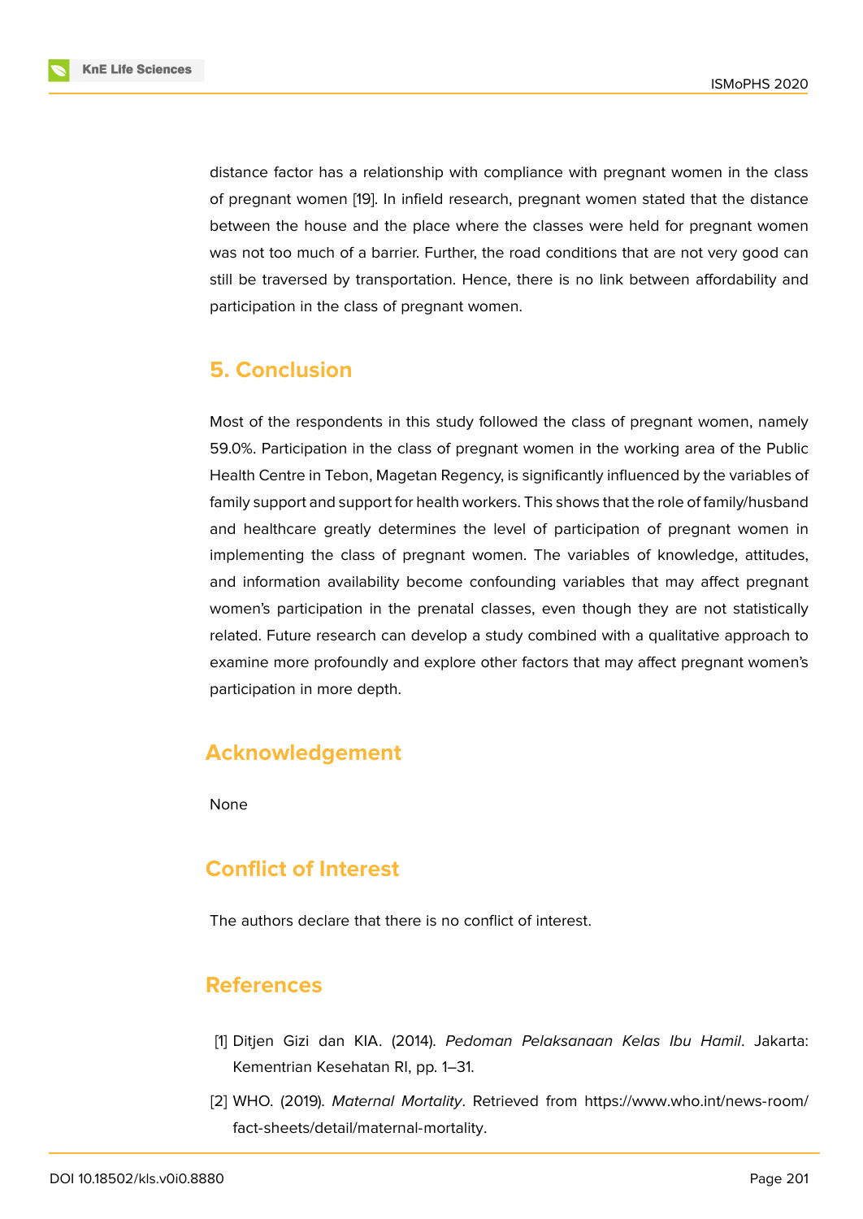distance factor has a relationship with compliance with pregnant women in the class of pregnant women [19]. In infield research, pregnant women stated that the distance between the house and the place where the classes were held for pregnant women was not too much of a barrier. Further, the road conditions that are not very good can still be traversed by transportation. Hence, there is no link between affordability and participation in the class of pregnant women.

## 5. Conclusion

Most of the respondents in this study followed the class of pregnant women, namely 59.0%. Participation in the class of pregnant women in the working area of the Public Health Centre in Tebon, Magetan Regency, is significantly influenced by the variables of family support and support for health workers. This shows that the role of family/husband and healthcare greatly determines the level of participation of pregnant women in implementing the class of pregnant women. The variables of knowledge, attitudes, and information availability become confounding variables that may affect pregnant women's participation in the prenatal classes, even though they are not statistically related. Future research can develop a study combined with a qualitative approach to examine more profoundly and explore other factors that may affect pregnant women's participation in more depth.

## Acknowledgement

None

## Conflict of Interest

The authors declare that there is no conflict of interest.

## References

[1] Ditjen Gizi dan KIA. (2014). *Pedoman Pelaksanaan Kelas Ibu Hamil*. Jakarta: Kementrian Kesehatan RI, pp. 1–31.

[2] WHO. (2019). *Maternal Mortality*. Retrieved from https://www.who.int/news-room/fact-sheets/detail/maternal-mortality.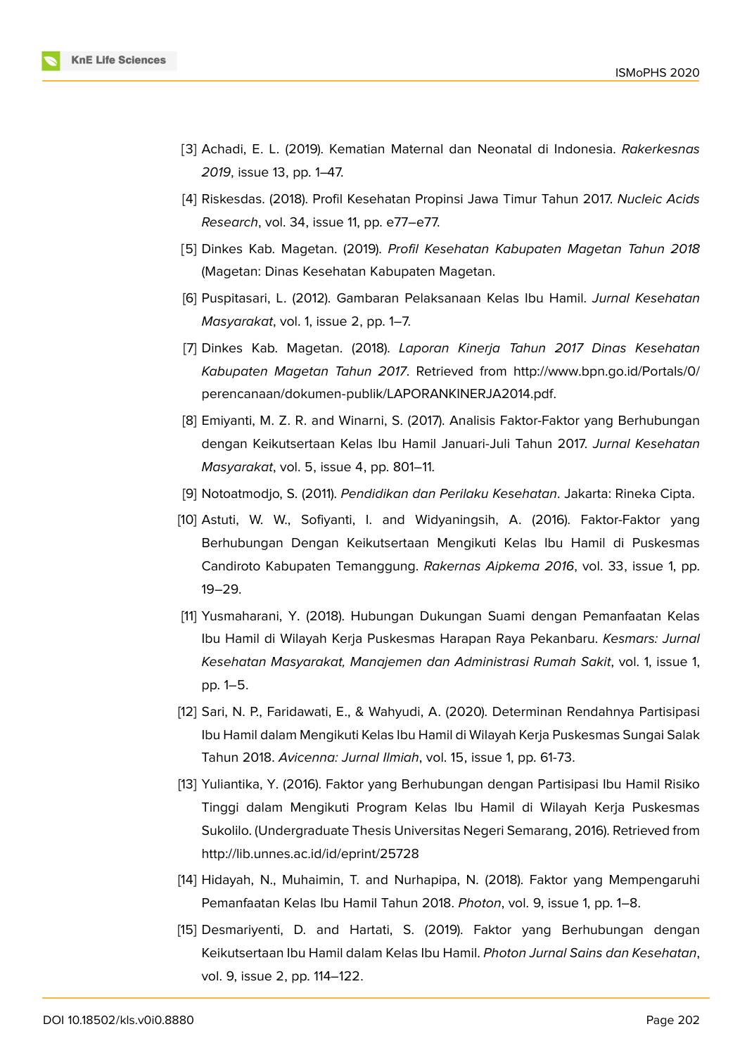[3] Achadi, E. L. (2019). Kematian Maternal dan Neonatal di Indonesia. *Rakerkesnas 2019*, issue 13, pp. 1–47.

[4] Riskesdas. (2018). Profil Kesehatan Propinsi Jawa Timur Tahun 2017. *Nucleic Acids Research*, vol. 34, issue 11, pp. e77–e77.

[5] Dinkes Kab. Magetan. (2019). *Profil Kesehatan Kabupaten Magetan Tahun 2018* (Magetan: Dinas Kesehatan Kabupaten Magetan.

[6] Puspitasari, L. (2012). Gambaran Pelaksanaan Kelas Ibu Hamil. *Jurnal Kesehatan Masyarakat*, vol. 1, issue 2, pp. 1–7.

[7] Dinkes Kab. Magetan. (2018). *Laporan Kinerja Tahun 2017 Dinas Kesehatan Kabupaten Magetan Tahun 2017*. Retrieved from http://www.bpn.go.id/Portals/0/perencanaan/dokumen-publik/LAPORANKINERJA2014.pdf.

[8] Emiyanti, M. Z. R. and Winarni, S. (2017). Analisis Faktor-Faktor yang Berhubungan dengan Keikutsertaan Kelas Ibu Hamil Januari-Juli Tahun 2017. *Jurnal Kesehatan Masyarakat*, vol. 5, issue 4, pp. 801–11.

[9] Notoatmodjo, S. (2011). *Pendidikan dan Perilaku Kesehatan*. Jakarta: Rineka Cipta.

[10] Astuti, W. W., Sofiyanti, I. and Widyaningsih, A. (2016). Faktor-Faktor yang Berhubungan Dengan Keikutsertaan Mengikuti Kelas Ibu Hamil di Puskesmas Candiroto Kabupaten Temanggung. *Rakernas Aipkema 2016*, vol. 33, issue 1, pp. 19–29.

[11] Yusmaharani, Y. (2018). Hubungan Dukungan Suami dengan Pemanfaatan Kelas Ibu Hamil di Wilayah Kerja Puskesmas Harapan Raya Pekanbaru. *Kesmars: Jurnal Kesehatan Masyarakat, Manajemen dan Administrasi Rumah Sakit*, vol. 1, issue 1, pp. 1–5.

[12] Sari, N. P., Faridawati, E., & Wahyudi, A. (2020). Determinan Rendahnya Partisipasi Ibu Hamil dalam Mengikuti Kelas Ibu Hamil di Wilayah Kerja Puskesmas Sungai Salak Tahun 2018. *Avicenna: Jurnal Ilmiah*, vol. 15, issue 1, pp. 61-73.

[13] Yuliantika, Y. (2016). Faktor yang Berhubungan dengan Partisipasi Ibu Hamil Risiko Tinggi dalam Mengikuti Program Kelas Ibu Hamil di Wilayah Kerja Puskesmas Sukolilo. (Undergraduate Thesis Universitas Negeri Semarang, 2016). Retrieved from http://lib.unnes.ac.id/id/eprint/25728

[14] Hidayah, N., Muhaimin, T. and Nurhapipa, N. (2018). Faktor yang Mempengaruhi Pemanfaatan Kelas Ibu Hamil Tahun 2018. *Photon*, vol. 9, issue 1, pp. 1–8.

[15] Desmariyenti, D. and Hartati, S. (2019). Faktor yang Berhubungan dengan Keikutsertaan Ibu Hamil dalam Kelas Ibu Hamil. *Photon Jurnal Sains dan Kesehatan*, vol. 9, issue 2, pp. 114–122.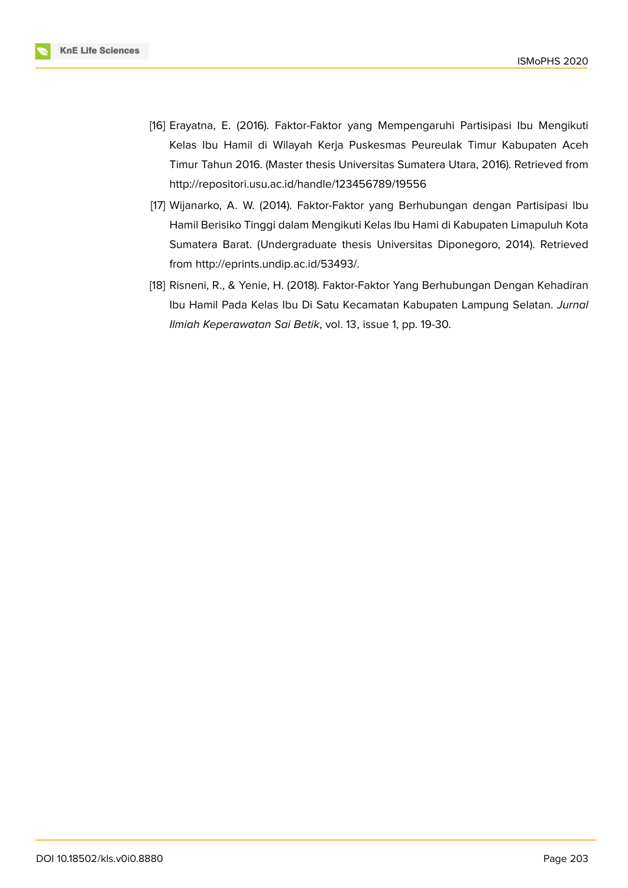[16] Erayatna, E. (2016). Faktor-Faktor yang Mempengaruhi Partisipasi Ibu Mengikuti Kelas Ibu Hamil di Wilayah Kerja Puskesmas Peureulak Timur Kabupaten Aceh Timur Tahun 2016. (Master thesis Universitas Sumatera Utara, 2016). Retrieved from http://repositori.usu.ac.id/handle/123456789/19556

[17] Wijanarko, A. W. (2014). Faktor-Faktor yang Berhubungan dengan Partisipasi Ibu Hamil Berisiko Tinggi dalam Mengikuti Kelas Ibu Hami di Kabupaten Limapuluh Kota Sumatera Barat. (Undergraduate thesis Universitas Diponegoro, 2014). Retrieved from http://eprints.undip.ac.id/53493/.

[18] Risneni, R., & Yenie, H. (2018). Faktor-Faktor Yang Berhubungan Dengan Kehadiran Ibu Hamil Pada Kelas Ibu Di Satu Kecamatan Kabupaten Lampung Selatan. *Jurnal Ilmiah Keperawatan Sai Betik*, vol. 13, issue 1, pp. 19-30.